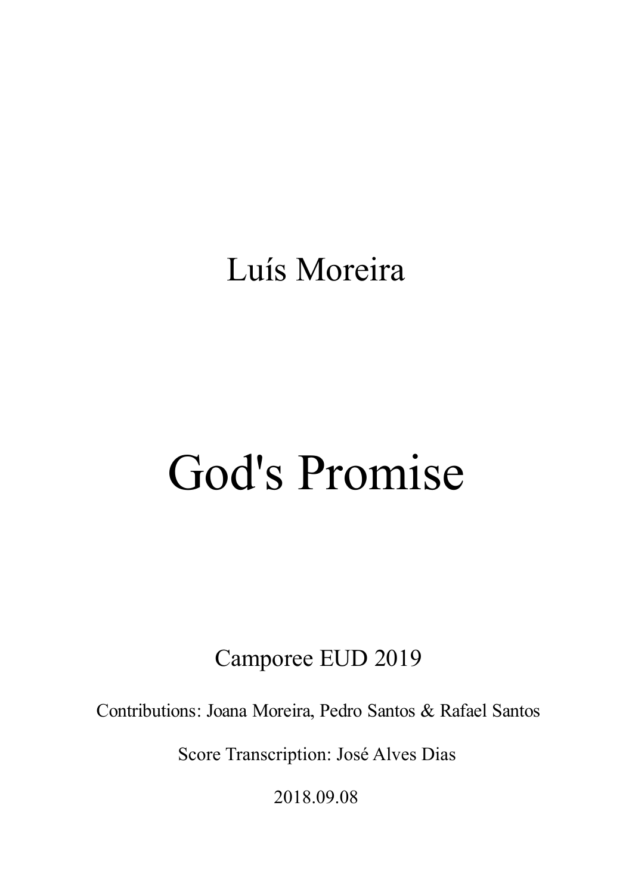Luís Moreira

# God's Promise

Camporee EUD 2019

Contributions: Joana Moreira, Pedro Santos & Rafael Santos

Score Transcription: José Alves Dias

2018.09.08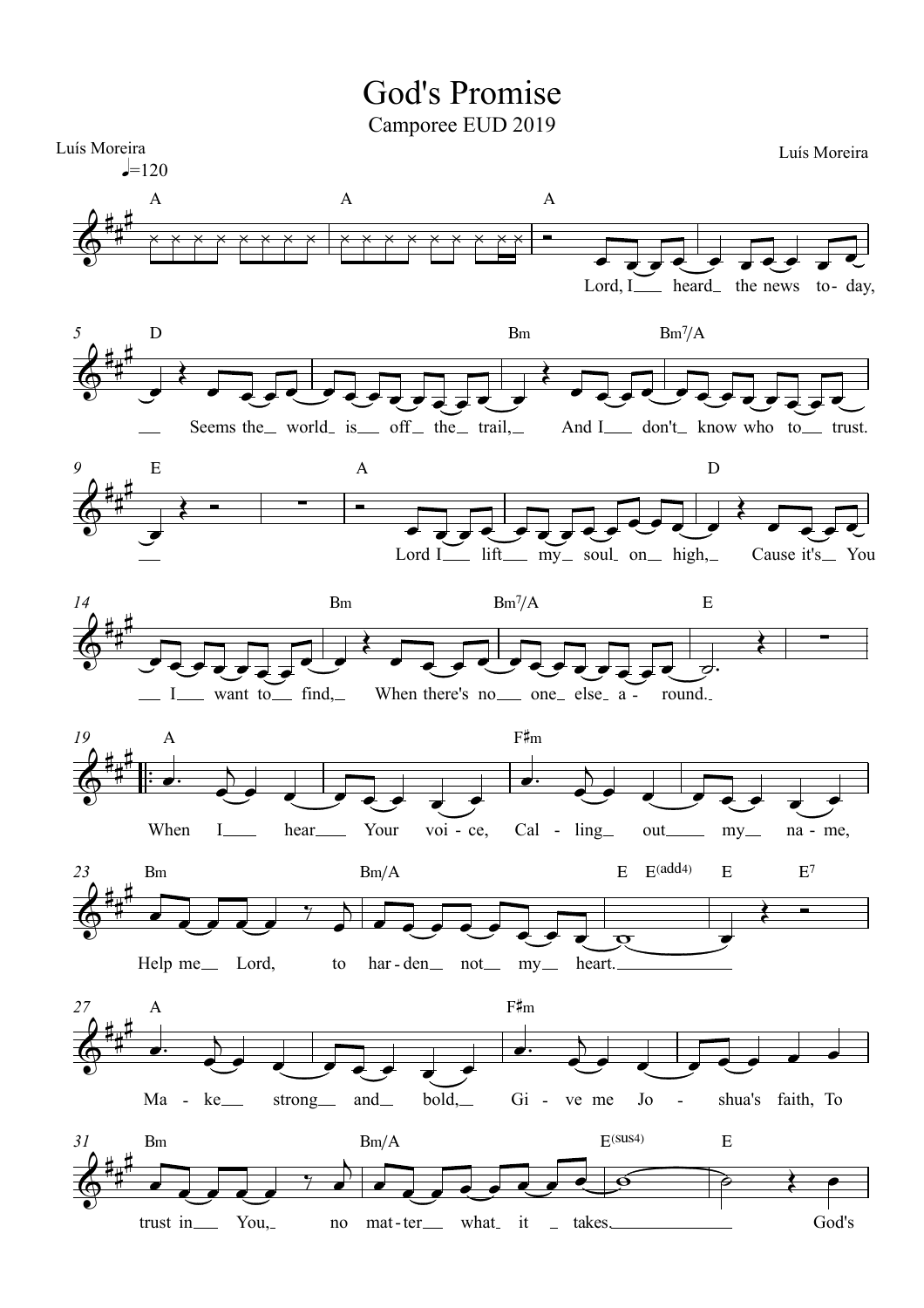# God's Promise

Camporee EUD 2019

Luís Moreira

Luís Moreira

♩=120

Lord, I heard the news to-day, Seems the world is off the trail, And I don't know who to trust.

Lord I lift my soul on high, Cause it's You I want to find, When there's no one else a-round.

When I hear Your voi-ce, Cal-ling out my na-me, Help me Lord, to har-den not my heart.

Ma-ke strong and bold, Gi-ve me Jo-shua's faith, To trust in You, no mat-ter what it takes. God's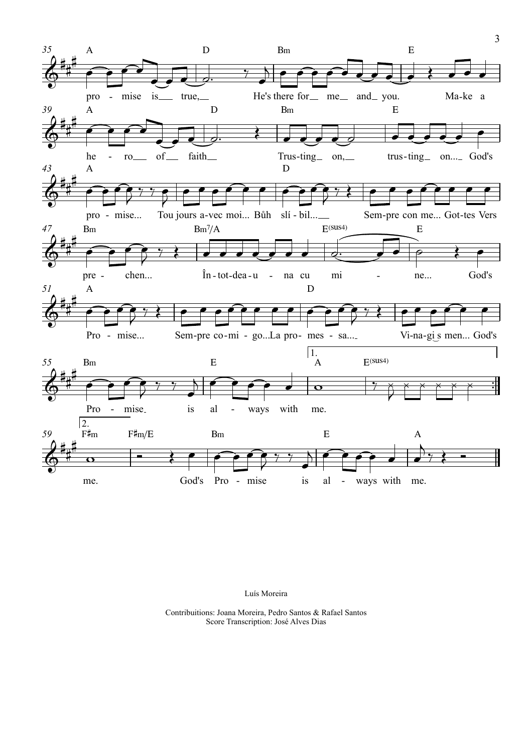Luís Moreira

Contribuitions: Joana Moreira, Pedro Santos & Rafael Santos
Score Transcription: José Alves Dias